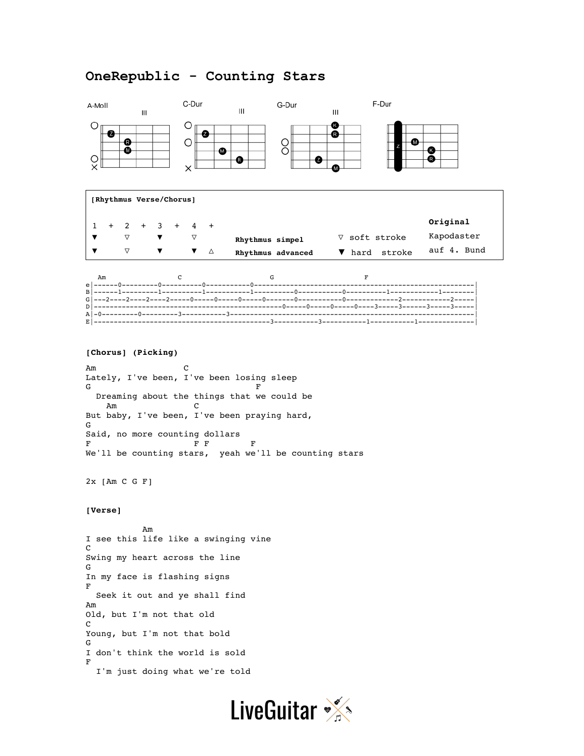# OneRepublic - Counting Stars

A-Moll    C-Dur    G-Dur    F-Dur

III    III    III

**[Rhythmus Verse/Chorus]**

```
1  +  2  +  3  +  4  +
▼     ▽     ▼     ▽        Rhythmus simpel      ▽ soft stroke
▼     ▽     ▼     ▼  △     Rhythmus advanced    ▼ hard  stroke
```

**Original**
Kapodaster
auf 4. Bund

```
   Am                  C                      G                        F
e|------0---------0----------0-----------0---------------------------------------------------------|
B|------1---------1----------1-----------1----------0-----------0----------1------------1--------|
G|---2----2----2----2-----0-----0-----0-----0-------0-----------0-------------2------------2-----|
D|-------------------------------------------------0-----0-----0-----0----3-----3------3-----3-----|
A|-0---------0---------3-----------3-----------------------------------------------------------------|
E|-------------------------------------------3-----------3-----------1-----------1--------------|
```

**[Chorus] (Picking)**

```
Am                 C
Lately, I've been, I've been losing sleep
G                                    F
  Dreaming about the things that we could be
    Am              C
But baby, I've been, I've been praying hard,
G
Said, no more counting dollars
F                    F F        F
We'll be counting stars,  yeah we'll be counting stars
```

2x [Am C G F]

**[Verse]**

```
          Am
I see this life like a swinging vine
C
Swing my heart across the line
G
In my face is flashing signs
F
  Seek it out and ye shall find
Am
Old, but I'm not that old
C
Young, but I'm not that bold
G
I don't think the world is sold
F
  I'm just doing what we're told
```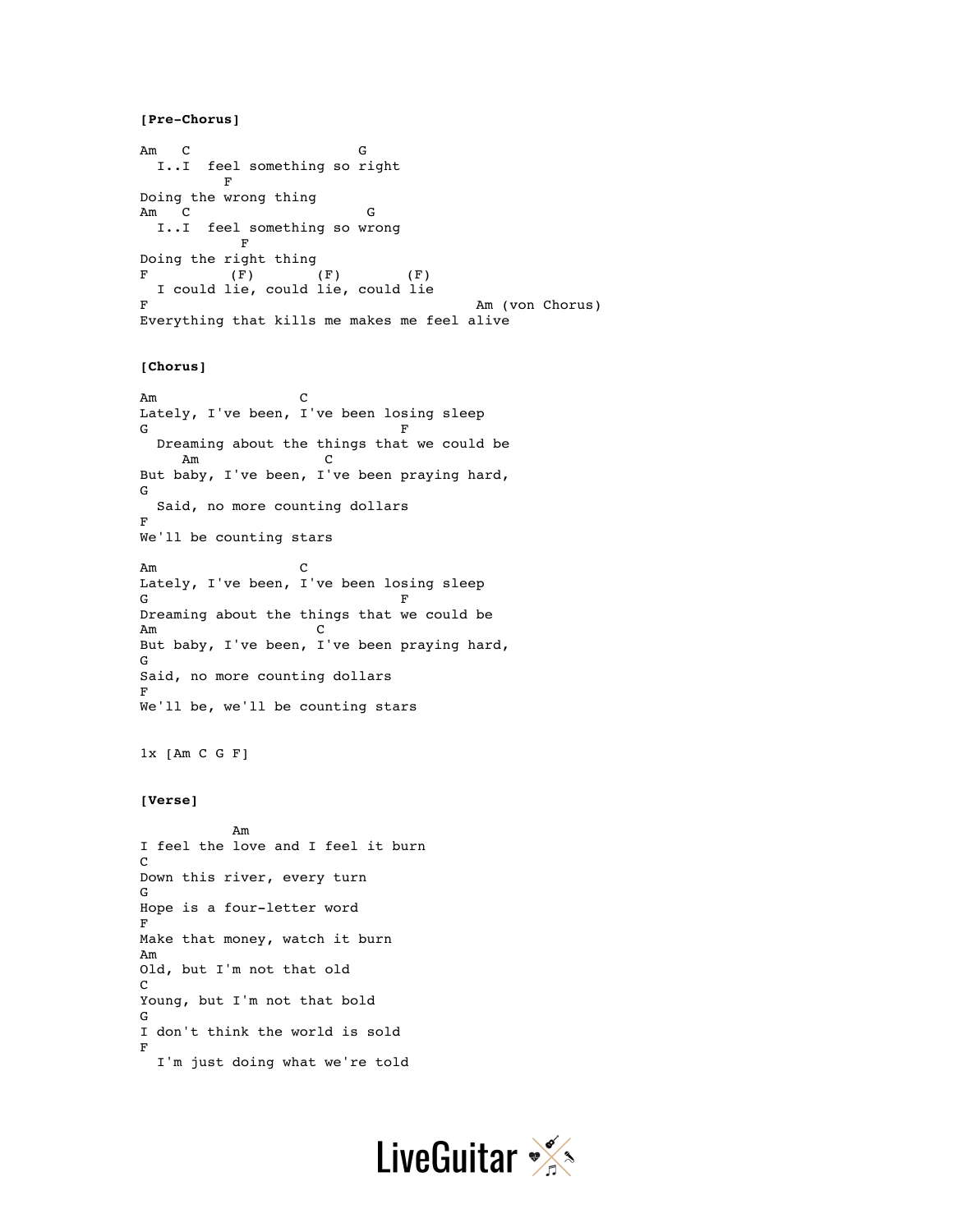**[Pre-Chorus]**

```
Am   C                    G
  I..I  feel something so right
          F
Doing the wrong thing
Am   C                     G
  I..I  feel something so wrong
            F
Doing the right thing
F          (F)        (F)        (F)
  I could lie, could lie, could lie
F                                        Am (von Chorus)
Everything that kills me makes me feel alive
```

**[Chorus]**

```
Am                 C
Lately, I've been, I've been losing sleep
G                               F
  Dreaming about the things that we could be
     Am              C
But baby, I've been, I've been praying hard,
G
  Said, no more counting dollars
F
We'll be counting stars

Am                 C
Lately, I've been, I've been losing sleep
G                               F
Dreaming about the things that we could be
Am                  C
But baby, I've been, I've been praying hard,
G
Said, no more counting dollars
F
We'll be, we'll be counting stars
```

1x [Am C G F]

**[Verse]**

```
           Am
I feel the love and I feel it burn
C
Down this river, every turn
G
Hope is a four-letter word
F
Make that money, watch it burn
Am
Old, but I'm not that old
C
Young, but I'm not that bold
G
I don't think the world is sold
F
  I'm just doing what we're told
```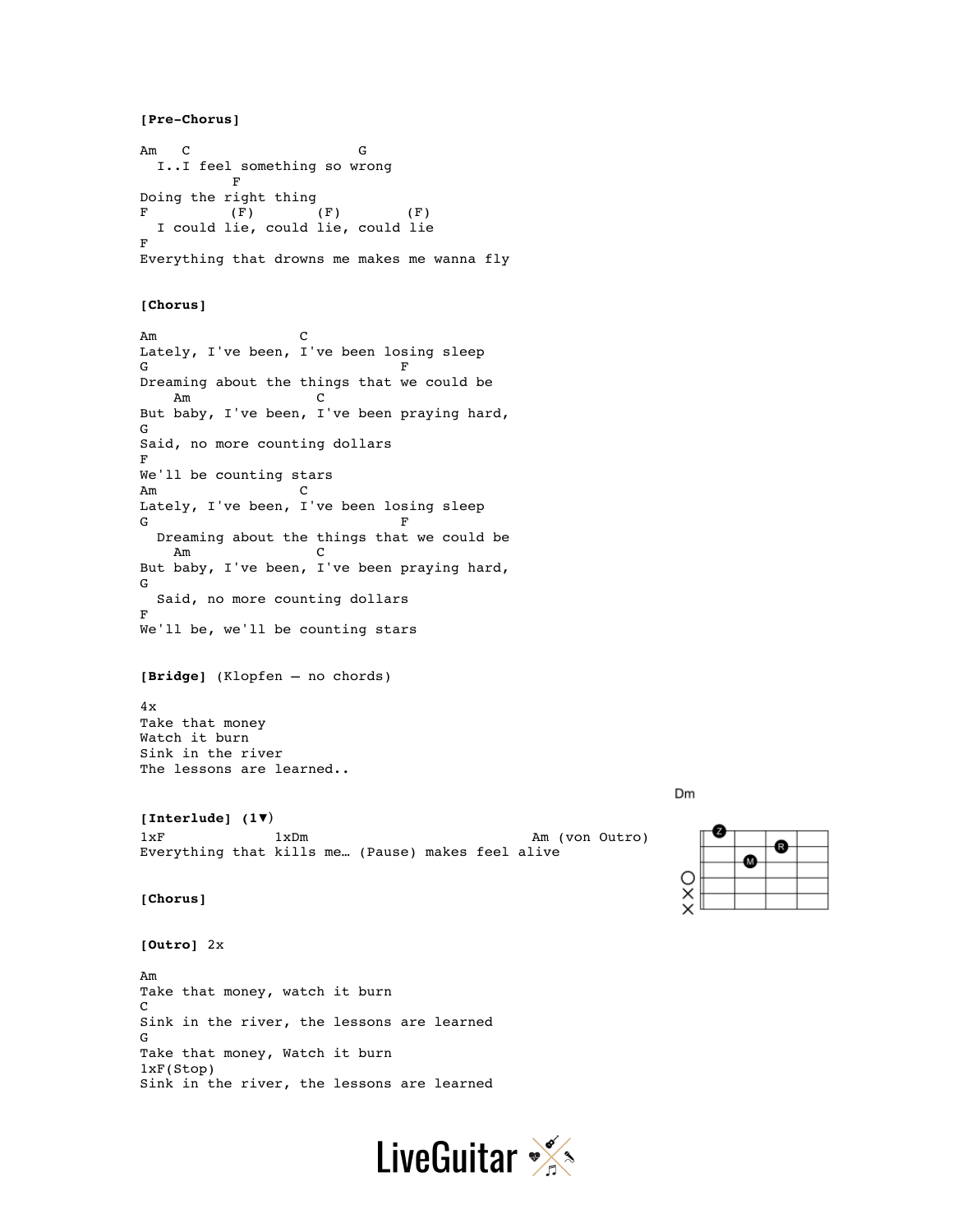**[Pre-Chorus]**

```
Am   C                    G
  I..I feel something so wrong
          F
Doing the right thing
F          (F)       (F)        (F)
  I could lie, could lie, could lie
F
Everything that drowns me makes me wanna fly
```

**[Chorus]**

```
Am                 C
Lately, I've been, I've been losing sleep
G                              F
Dreaming about the things that we could be
    Am              C
But baby, I've been, I've been praying hard,
G
Said, no more counting dollars
F
We'll be counting stars
Am                 C
Lately, I've been, I've been losing sleep
G                              F
  Dreaming about the things that we could be
    Am              C
But baby, I've been, I've been praying hard,
G
  Said, no more counting dollars
F
We'll be, we'll be counting stars
```

**[Bridge]** (Klopfen – no chords)

```
4x
Take that money
Watch it burn
Sink in the river
The lessons are learned..
```

**[Interlude] (1▼)**

```
1xF             1xDm                          Am (von Outro)
Everything that kills me… (Pause) makes feel alive
```

Dm

**[Chorus]**

**[Outro]** 2x

```
Am
Take that money, watch it burn
C
Sink in the river, the lessons are learned
G
Take that money, Watch it burn
1xF(Stop)
Sink in the river, the lessons are learned
```

LiveGuitar